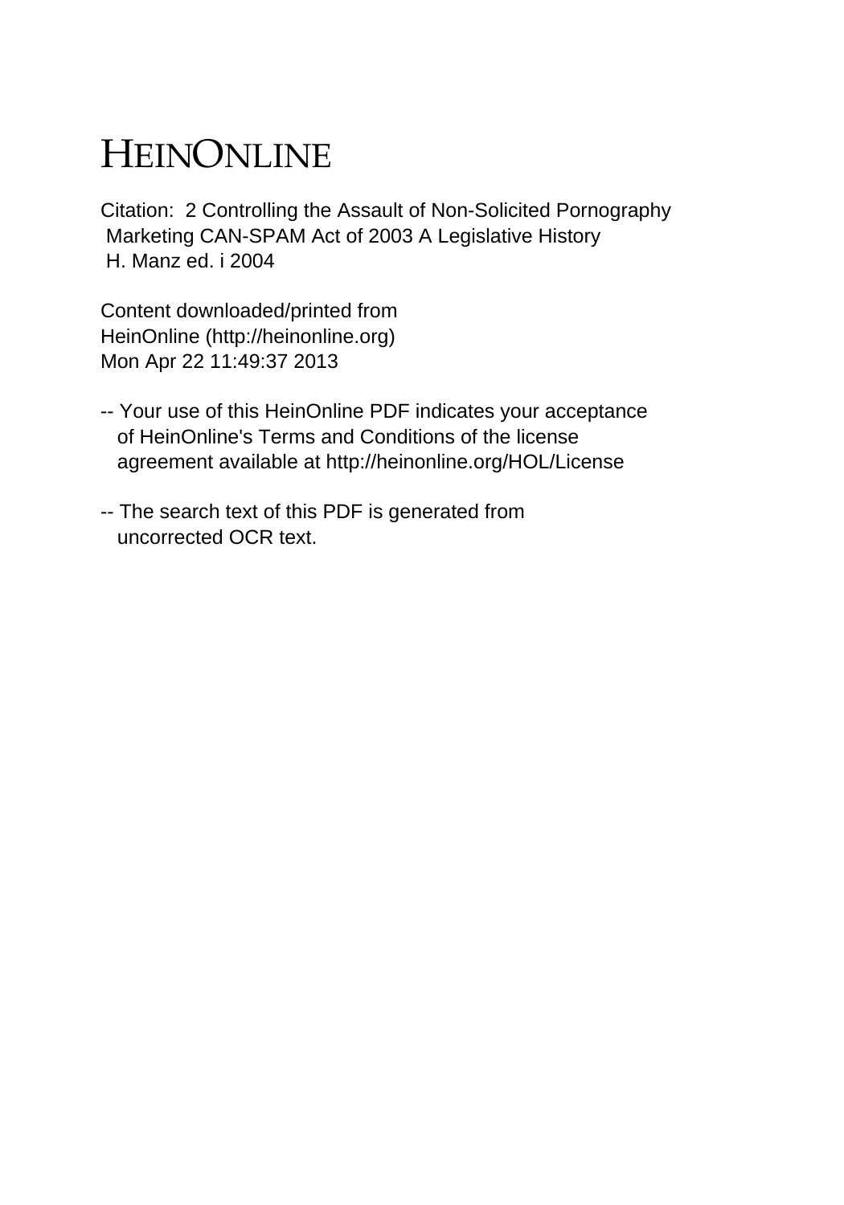# HEINONLINE

Citation: 2 Controlling the Assault of Non-Solicited Pornography Marketing CAN-SPAM Act of 2003 A Legislative History H. Manz ed. i 2004

Content downloaded/printed from HeinOnline (http://heinonline.org)
Mon Apr 22 11:49:37 2013

-- Your use of this HeinOnline PDF indicates your acceptance of HeinOnline's Terms and Conditions of the license agreement available at http://heinonline.org/HOL/License

-- The search text of this PDF is generated from uncorrected OCR text.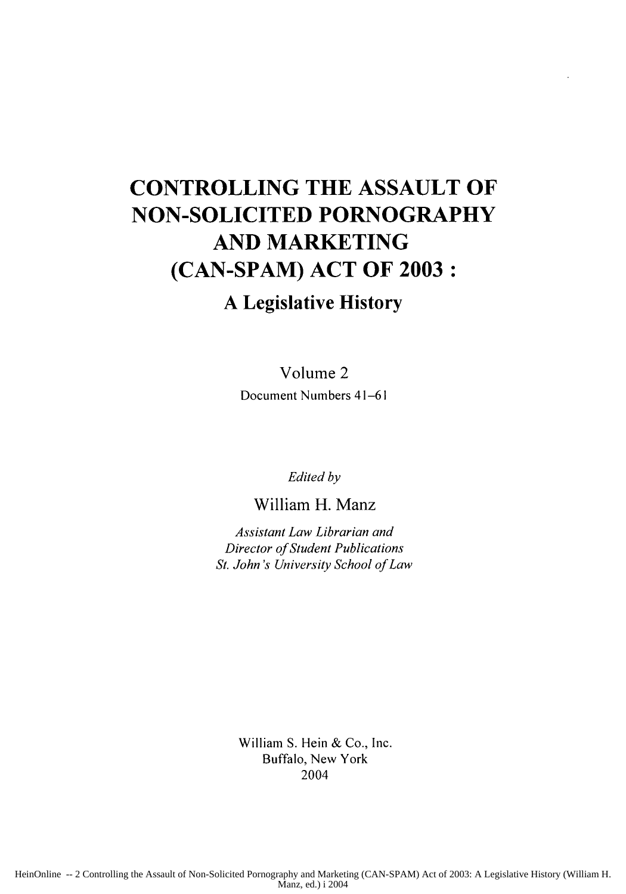# CONTROLLING THE ASSAULT OF NON-SOLICITED PORNOGRAPHY AND MARKETING (CAN-SPAM) ACT OF 2003 :

## A Legislative History

Volume 2

Document Numbers 41–61

*Edited by*

William H. Manz

*Assistant Law Librarian and*
*Director of Student Publications*
*St. John's University School of Law*

William S. Hein & Co., Inc.
Buffalo, New York
2004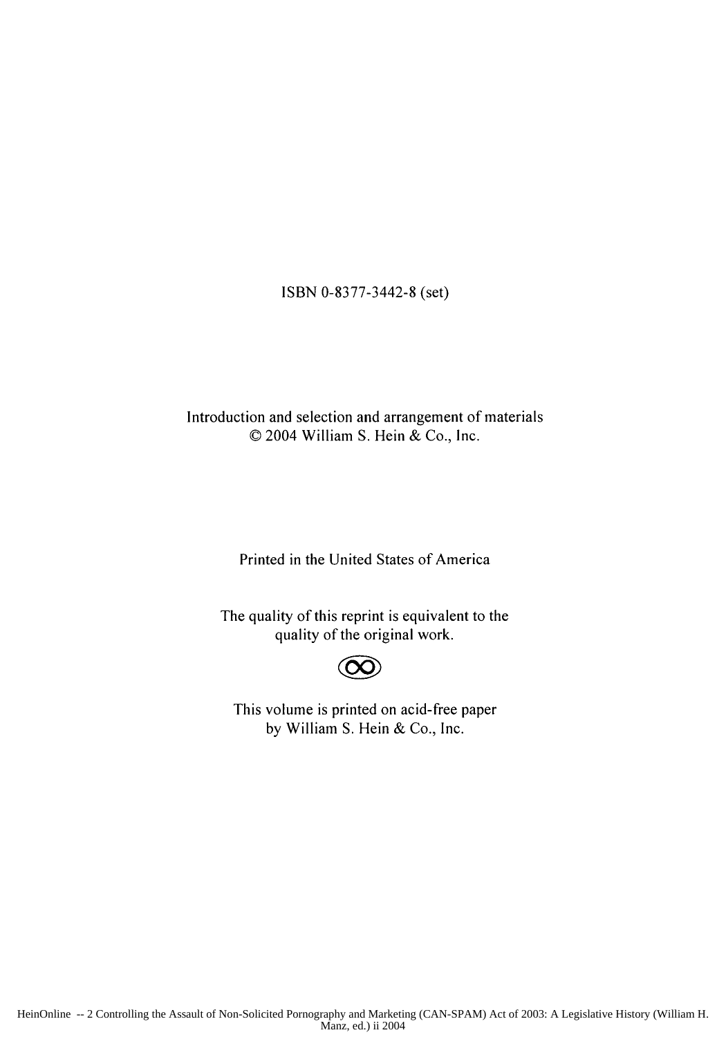ISBN 0-8377-3442-8 (set)

Introduction and selection and arrangement of materials
© 2004 William S. Hein & Co., Inc.

Printed in the United States of America

The quality of this reprint is equivalent to the
quality of the original work.

∞

This volume is printed on acid-free paper
by William S. Hein & Co., Inc.